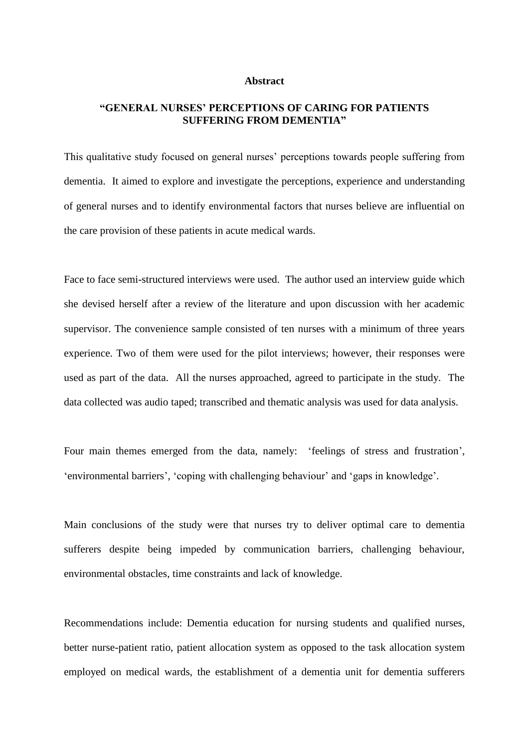## Abstract

### "GENERAL NURSES' PERCEPTIONS OF CARING FOR PATIENTS SUFFERING FROM DEMENTIA"

This qualitative study focused on general nurses' perceptions towards people suffering from dementia. It aimed to explore and investigate the perceptions, experience and understanding of general nurses and to identify environmental factors that nurses believe are influential on the care provision of these patients in acute medical wards.

Face to face semi-structured interviews were used. The author used an interview guide which she devised herself after a review of the literature and upon discussion with her academic supervisor. The convenience sample consisted of ten nurses with a minimum of three years experience. Two of them were used for the pilot interviews; however, their responses were used as part of the data. All the nurses approached, agreed to participate in the study. The data collected was audio taped; transcribed and thematic analysis was used for data analysis.

Four main themes emerged from the data, namely: 'feelings of stress and frustration', 'environmental barriers', 'coping with challenging behaviour' and 'gaps in knowledge'.

Main conclusions of the study were that nurses try to deliver optimal care to dementia sufferers despite being impeded by communication barriers, challenging behaviour, environmental obstacles, time constraints and lack of knowledge.

Recommendations include: Dementia education for nursing students and qualified nurses, better nurse-patient ratio, patient allocation system as opposed to the task allocation system employed on medical wards, the establishment of a dementia unit for dementia sufferers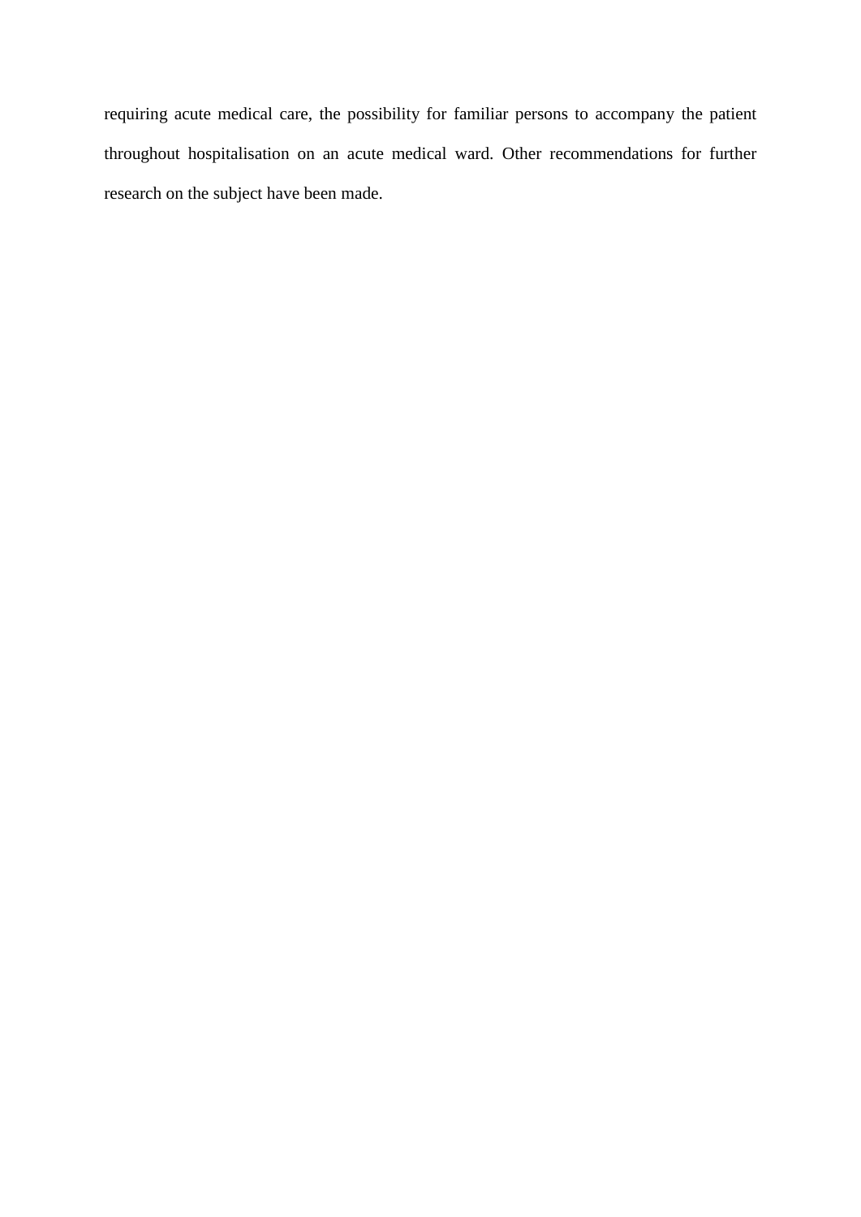requiring acute medical care, the possibility for familiar persons to accompany the patient throughout hospitalisation on an acute medical ward. Other recommendations for further research on the subject have been made.